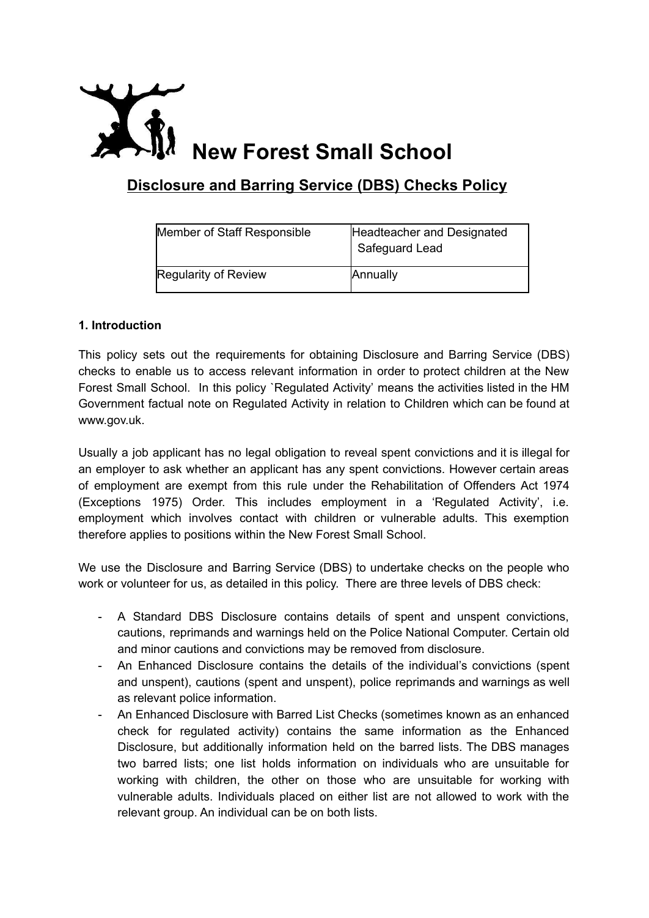# New Forest Small School

## Disclosure and Barring Service (DBS) Checks Policy

| Member of Staff Responsible | Headteacher and Designated Safeguard Lead |
|---|---|
| Regularity of Review | Annually |

### 1. Introduction

This policy sets out the requirements for obtaining Disclosure and Barring Service (DBS) checks to enable us to access relevant information in order to protect children at the New Forest Small School. In this policy `Regulated Activity' means the activities listed in the HM Government factual note on Regulated Activity in relation to Children which can be found at www.gov.uk.

Usually a job applicant has no legal obligation to reveal spent convictions and it is illegal for an employer to ask whether an applicant has any spent convictions. However certain areas of employment are exempt from this rule under the Rehabilitation of Offenders Act 1974 (Exceptions 1975) Order. This includes employment in a 'Regulated Activity', i.e. employment which involves contact with children or vulnerable adults. This exemption therefore applies to positions within the New Forest Small School.

We use the Disclosure and Barring Service (DBS) to undertake checks on the people who work or volunteer for us, as detailed in this policy. There are three levels of DBS check:

- A Standard DBS Disclosure contains details of spent and unspent convictions, cautions, reprimands and warnings held on the Police National Computer. Certain old and minor cautions and convictions may be removed from disclosure.
- An Enhanced Disclosure contains the details of the individual's convictions (spent and unspent), cautions (spent and unspent), police reprimands and warnings as well as relevant police information.
- An Enhanced Disclosure with Barred List Checks (sometimes known as an enhanced check for regulated activity) contains the same information as the Enhanced Disclosure, but additionally information held on the barred lists. The DBS manages two barred lists; one list holds information on individuals who are unsuitable for working with children, the other on those who are unsuitable for working with vulnerable adults. Individuals placed on either list are not allowed to work with the relevant group. An individual can be on both lists.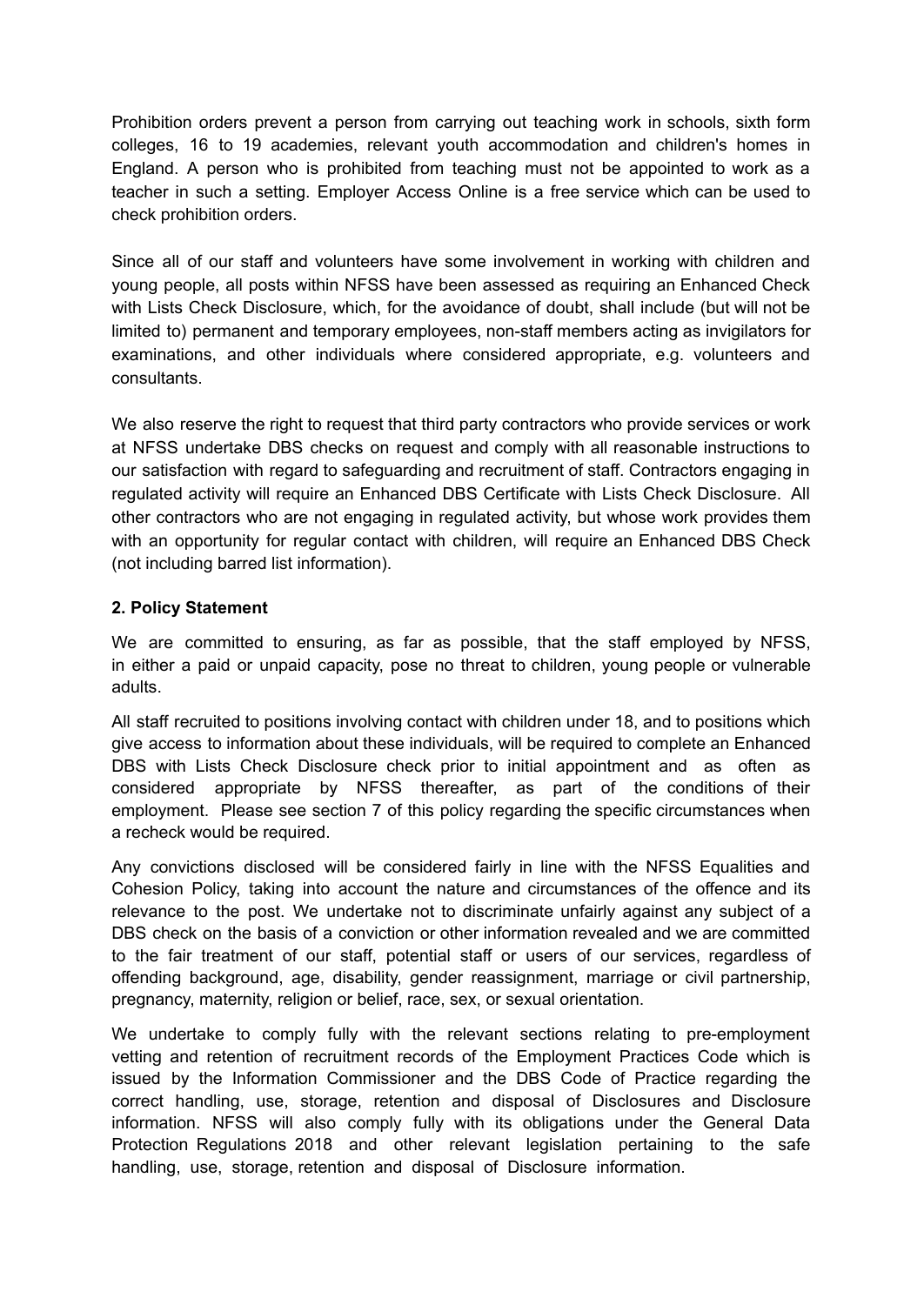Prohibition orders prevent a person from carrying out teaching work in schools, sixth form colleges, 16 to 19 academies, relevant youth accommodation and children's homes in England. A person who is prohibited from teaching must not be appointed to work as a teacher in such a setting. Employer Access Online is a free service which can be used to check prohibition orders.

Since all of our staff and volunteers have some involvement in working with children and young people, all posts within NFSS have been assessed as requiring an Enhanced Check with Lists Check Disclosure, which, for the avoidance of doubt, shall include (but will not be limited to) permanent and temporary employees, non-staff members acting as invigilators for examinations, and other individuals where considered appropriate, e.g. volunteers and consultants.

We also reserve the right to request that third party contractors who provide services or work at NFSS undertake DBS checks on request and comply with all reasonable instructions to our satisfaction with regard to safeguarding and recruitment of staff. Contractors engaging in regulated activity will require an Enhanced DBS Certificate with Lists Check Disclosure. All other contractors who are not engaging in regulated activity, but whose work provides them with an opportunity for regular contact with children, will require an Enhanced DBS Check (not including barred list information).

**2. Policy Statement**

We are committed to ensuring, as far as possible, that the staff employed by NFSS, in either a paid or unpaid capacity, pose no threat to children, young people or vulnerable adults.

All staff recruited to positions involving contact with children under 18, and to positions which give access to information about these individuals, will be required to complete an Enhanced DBS with Lists Check Disclosure check prior to initial appointment and as often as considered appropriate by NFSS thereafter, as part of the conditions of their employment. Please see section 7 of this policy regarding the specific circumstances when a recheck would be required.

Any convictions disclosed will be considered fairly in line with the NFSS Equalities and Cohesion Policy, taking into account the nature and circumstances of the offence and its relevance to the post. We undertake not to discriminate unfairly against any subject of a DBS check on the basis of a conviction or other information revealed and we are committed to the fair treatment of our staff, potential staff or users of our services, regardless of offending background, age, disability, gender reassignment, marriage or civil partnership, pregnancy, maternity, religion or belief, race, sex, or sexual orientation.

We undertake to comply fully with the relevant sections relating to pre-employment vetting and retention of recruitment records of the Employment Practices Code which is issued by the Information Commissioner and the DBS Code of Practice regarding the correct handling, use, storage, retention and disposal of Disclosures and Disclosure information. NFSS will also comply fully with its obligations under the General Data Protection Regulations 2018 and other relevant legislation pertaining to the safe handling, use, storage, retention and disposal of Disclosure information.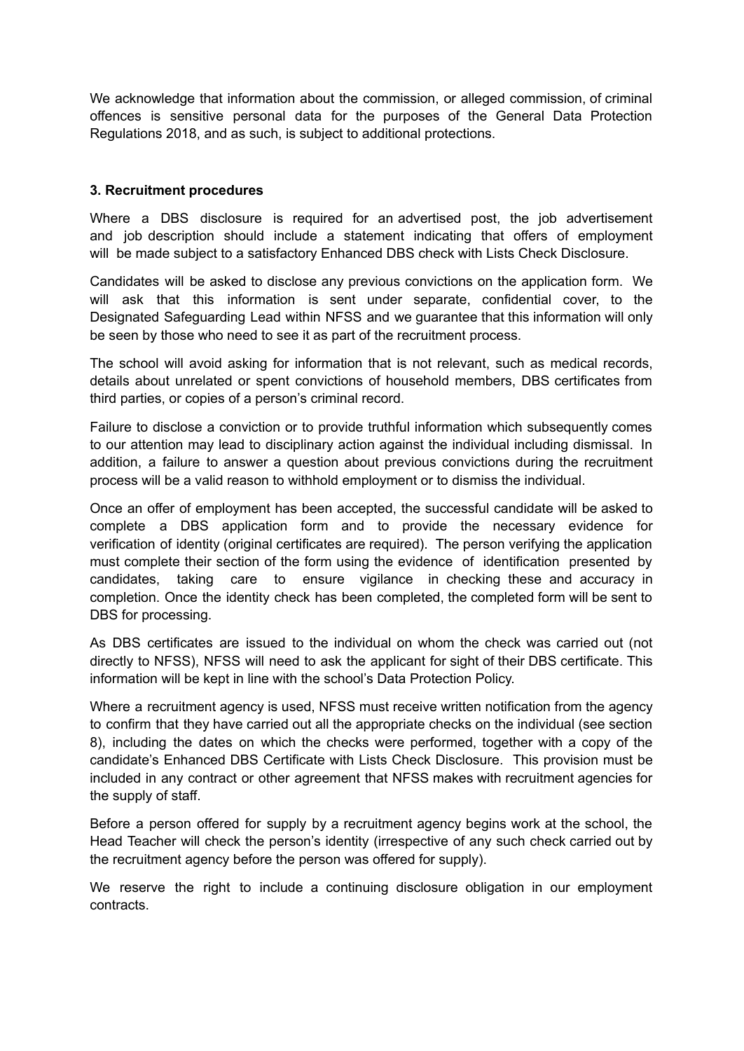We acknowledge that information about the commission, or alleged commission, of criminal offences is sensitive personal data for the purposes of the General Data Protection Regulations 2018, and as such, is subject to additional protections.

**3. Recruitment procedures**

Where a DBS disclosure is required for an advertised post, the job advertisement and job description should include a statement indicating that offers of employment will be made subject to a satisfactory Enhanced DBS check with Lists Check Disclosure.

Candidates will be asked to disclose any previous convictions on the application form. We will ask that this information is sent under separate, confidential cover, to the Designated Safeguarding Lead within NFSS and we guarantee that this information will only be seen by those who need to see it as part of the recruitment process.

The school will avoid asking for information that is not relevant, such as medical records, details about unrelated or spent convictions of household members, DBS certificates from third parties, or copies of a person's criminal record.

Failure to disclose a conviction or to provide truthful information which subsequently comes to our attention may lead to disciplinary action against the individual including dismissal. In addition, a failure to answer a question about previous convictions during the recruitment process will be a valid reason to withhold employment or to dismiss the individual.

Once an offer of employment has been accepted, the successful candidate will be asked to complete a DBS application form and to provide the necessary evidence for verification of identity (original certificates are required). The person verifying the application must complete their section of the form using the evidence of identification presented by candidates, taking care to ensure vigilance in checking these and accuracy in completion. Once the identity check has been completed, the completed form will be sent to DBS for processing.

As DBS certificates are issued to the individual on whom the check was carried out (not directly to NFSS), NFSS will need to ask the applicant for sight of their DBS certificate. This information will be kept in line with the school's Data Protection Policy.

Where a recruitment agency is used, NFSS must receive written notification from the agency to confirm that they have carried out all the appropriate checks on the individual (see section 8), including the dates on which the checks were performed, together with a copy of the candidate's Enhanced DBS Certificate with Lists Check Disclosure. This provision must be included in any contract or other agreement that NFSS makes with recruitment agencies for the supply of staff.

Before a person offered for supply by a recruitment agency begins work at the school, the Head Teacher will check the person's identity (irrespective of any such check carried out by the recruitment agency before the person was offered for supply).

We reserve the right to include a continuing disclosure obligation in our employment contracts.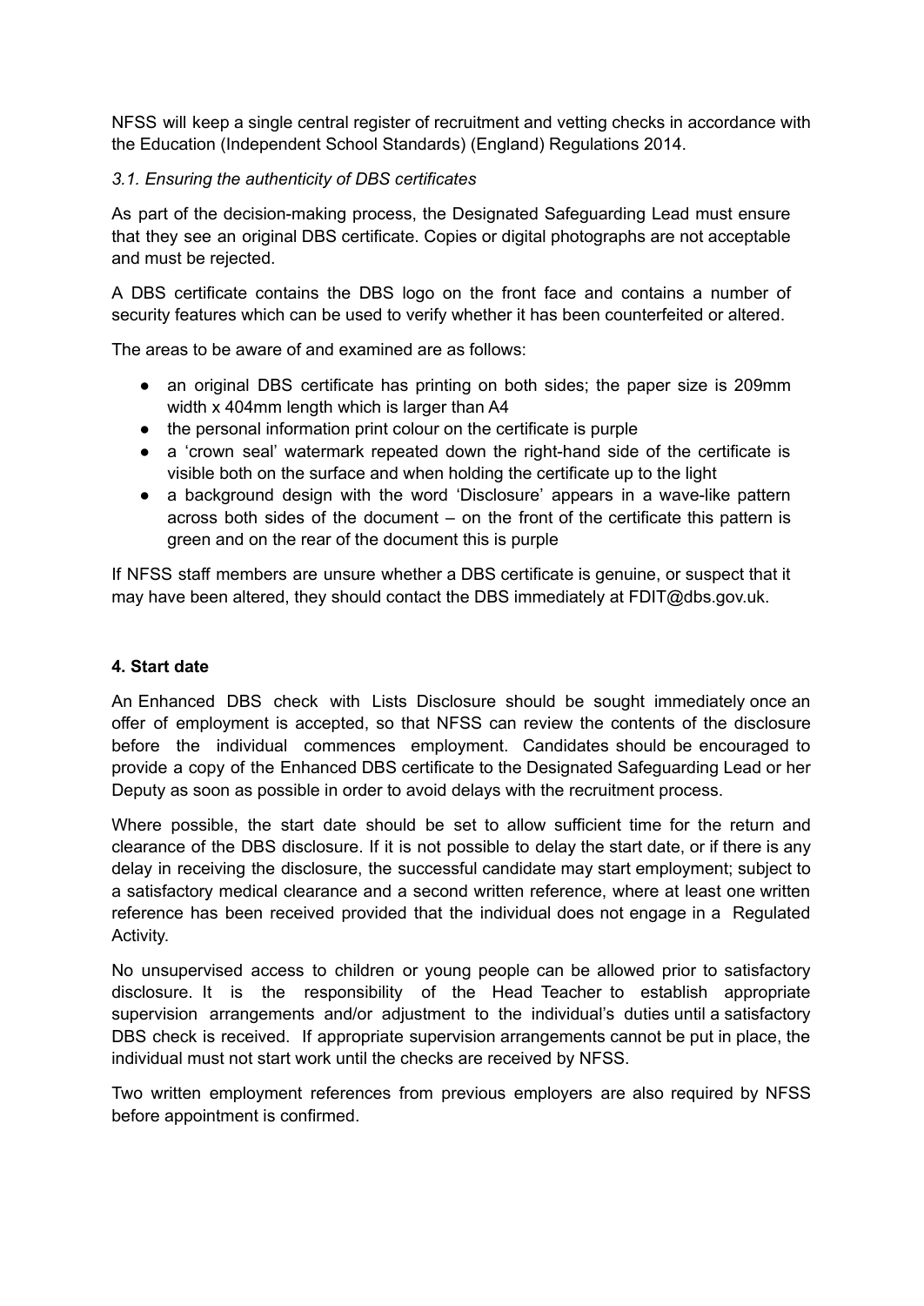NFSS will keep a single central register of recruitment and vetting checks in accordance with the Education (Independent School Standards) (England) Regulations 2014.

### *3.1. Ensuring the authenticity of DBS certificates*

As part of the decision-making process, the Designated Safeguarding Lead must ensure that they see an original DBS certificate. Copies or digital photographs are not acceptable and must be rejected.

A DBS certificate contains the DBS logo on the front face and contains a number of security features which can be used to verify whether it has been counterfeited or altered.

The areas to be aware of and examined are as follows:

- an original DBS certificate has printing on both sides; the paper size is 209mm width x 404mm length which is larger than A4
- the personal information print colour on the certificate is purple
- a 'crown seal' watermark repeated down the right-hand side of the certificate is visible both on the surface and when holding the certificate up to the light
- a background design with the word 'Disclosure' appears in a wave-like pattern across both sides of the document – on the front of the certificate this pattern is green and on the rear of the document this is purple

If NFSS staff members are unsure whether a DBS certificate is genuine, or suspect that it may have been altered, they should contact the DBS immediately at FDIT@dbs.gov.uk.

## 4. Start date

An Enhanced DBS check with Lists Disclosure should be sought immediately once an offer of employment is accepted, so that NFSS can review the contents of the disclosure before the individual commences employment. Candidates should be encouraged to provide a copy of the Enhanced DBS certificate to the Designated Safeguarding Lead or her Deputy as soon as possible in order to avoid delays with the recruitment process.

Where possible, the start date should be set to allow sufficient time for the return and clearance of the DBS disclosure. If it is not possible to delay the start date, or if there is any delay in receiving the disclosure, the successful candidate may start employment; subject to a satisfactory medical clearance and a second written reference, where at least one written reference has been received provided that the individual does not engage in a Regulated Activity.

No unsupervised access to children or young people can be allowed prior to satisfactory disclosure. It is the responsibility of the Head Teacher to establish appropriate supervision arrangements and/or adjustment to the individual's duties until a satisfactory DBS check is received. If appropriate supervision arrangements cannot be put in place, the individual must not start work until the checks are received by NFSS.

Two written employment references from previous employers are also required by NFSS before appointment is confirmed.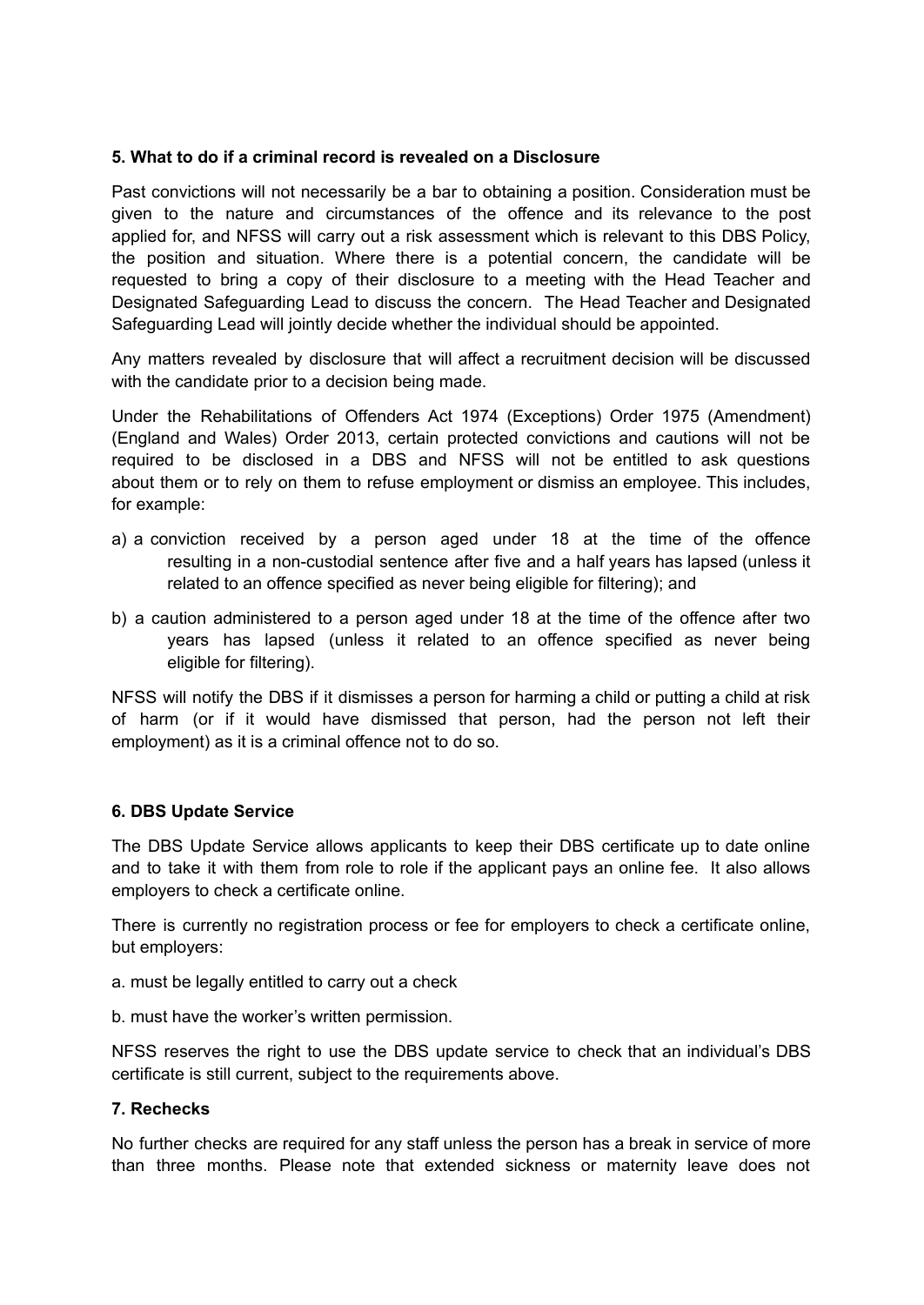**5. What to do if a criminal record is revealed on a Disclosure**

Past convictions will not necessarily be a bar to obtaining a position. Consideration must be given to the nature and circumstances of the offence and its relevance to the post applied for, and NFSS will carry out a risk assessment which is relevant to this DBS Policy, the position and situation. Where there is a potential concern, the candidate will be requested to bring a copy of their disclosure to a meeting with the Head Teacher and Designated Safeguarding Lead to discuss the concern. The Head Teacher and Designated Safeguarding Lead will jointly decide whether the individual should be appointed.

Any matters revealed by disclosure that will affect a recruitment decision will be discussed with the candidate prior to a decision being made.

Under the Rehabilitations of Offenders Act 1974 (Exceptions) Order 1975 (Amendment) (England and Wales) Order 2013, certain protected convictions and cautions will not be required to be disclosed in a DBS and NFSS will not be entitled to ask questions about them or to rely on them to refuse employment or dismiss an employee. This includes, for example:

a) a conviction received by a person aged under 18 at the time of the offence resulting in a non-custodial sentence after five and a half years has lapsed (unless it related to an offence specified as never being eligible for filtering); and

b) a caution administered to a person aged under 18 at the time of the offence after two years has lapsed (unless it related to an offence specified as never being eligible for filtering).

NFSS will notify the DBS if it dismisses a person for harming a child or putting a child at risk of harm (or if it would have dismissed that person, had the person not left their employment) as it is a criminal offence not to do so.

**6. DBS Update Service**

The DBS Update Service allows applicants to keep their DBS certificate up to date online and to take it with them from role to role if the applicant pays an online fee. It also allows employers to check a certificate online.

There is currently no registration process or fee for employers to check a certificate online, but employers:

a. must be legally entitled to carry out a check

b. must have the worker's written permission.

NFSS reserves the right to use the DBS update service to check that an individual's DBS certificate is still current, subject to the requirements above.

**7. Rechecks**

No further checks are required for any staff unless the person has a break in service of more than three months. Please note that extended sickness or maternity leave does not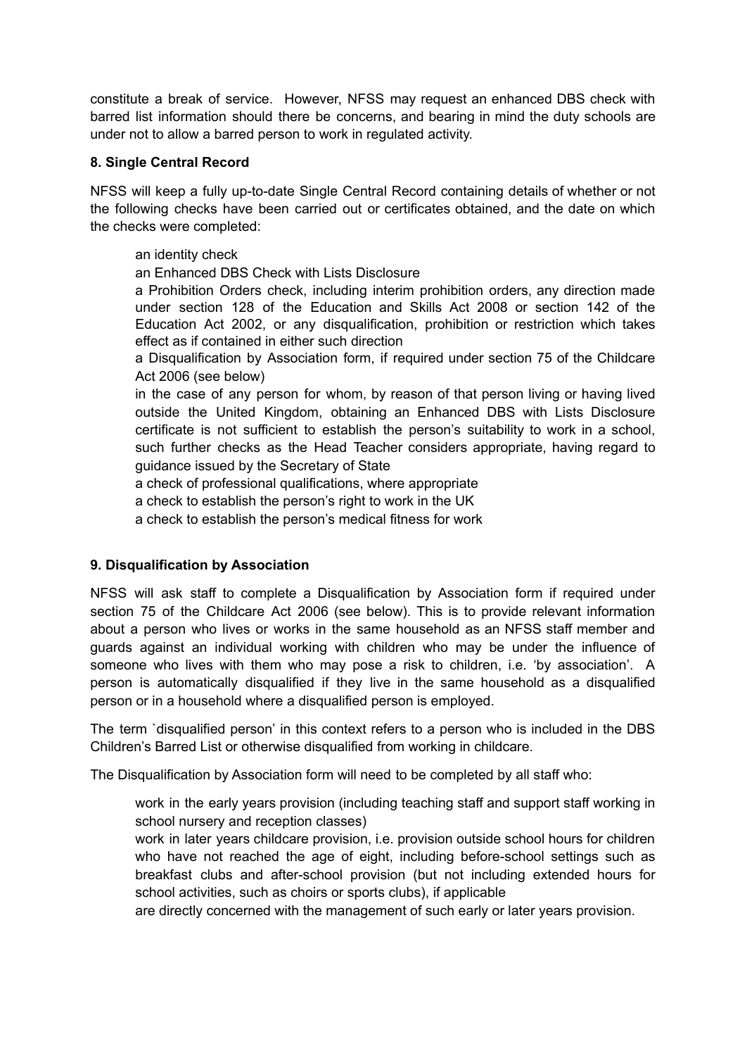constitute a break of service. However, NFSS may request an enhanced DBS check with barred list information should there be concerns, and bearing in mind the duty schools are under not to allow a barred person to work in regulated activity.

**8. Single Central Record**

NFSS will keep a fully up-to-date Single Central Record containing details of whether or not the following checks have been carried out or certificates obtained, and the date on which the checks were completed:

- an identity check
- an Enhanced DBS Check with Lists Disclosure
- a Prohibition Orders check, including interim prohibition orders, any direction made under section 128 of the Education and Skills Act 2008 or section 142 of the Education Act 2002, or any disqualification, prohibition or restriction which takes effect as if contained in either such direction
- a Disqualification by Association form, if required under section 75 of the Childcare Act 2006 (see below)
- in the case of any person for whom, by reason of that person living or having lived outside the United Kingdom, obtaining an Enhanced DBS with Lists Disclosure certificate is not sufficient to establish the person's suitability to work in a school, such further checks as the Head Teacher considers appropriate, having regard to guidance issued by the Secretary of State
- a check of professional qualifications, where appropriate
- a check to establish the person's right to work in the UK
- a check to establish the person's medical fitness for work

**9. Disqualification by Association**

NFSS will ask staff to complete a Disqualification by Association form if required under section 75 of the Childcare Act 2006 (see below). This is to provide relevant information about a person who lives or works in the same household as an NFSS staff member and guards against an individual working with children who may be under the influence of someone who lives with them who may pose a risk to children, i.e. 'by association'. A person is automatically disqualified if they live in the same household as a disqualified person or in a household where a disqualified person is employed.

The term `disqualified person' in this context refers to a person who is included in the DBS Children's Barred List or otherwise disqualified from working in childcare.

The Disqualification by Association form will need to be completed by all staff who:

- work in the early years provision (including teaching staff and support staff working in school nursery and reception classes)
- work in later years childcare provision, i.e. provision outside school hours for children who have not reached the age of eight, including before-school settings such as breakfast clubs and after-school provision (but not including extended hours for school activities, such as choirs or sports clubs), if applicable
- are directly concerned with the management of such early or later years provision.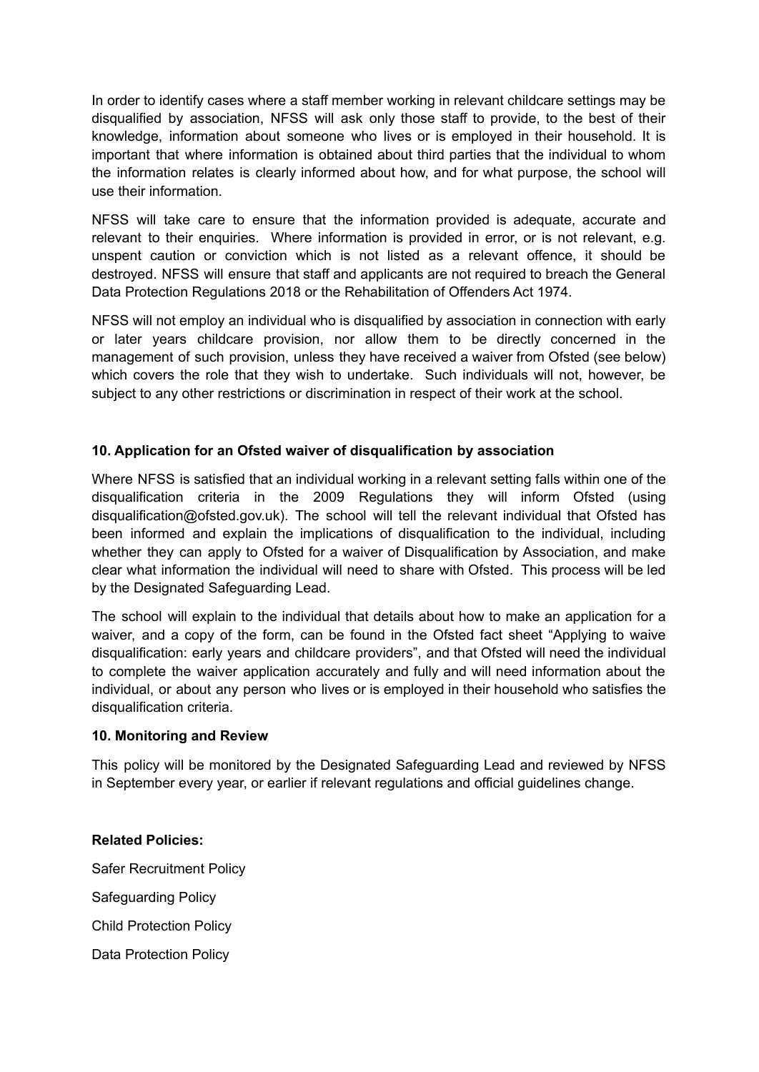In order to identify cases where a staff member working in relevant childcare settings may be disqualified by association, NFSS will ask only those staff to provide, to the best of their knowledge, information about someone who lives or is employed in their household. It is important that where information is obtained about third parties that the individual to whom the information relates is clearly informed about how, and for what purpose, the school will use their information.

NFSS will take care to ensure that the information provided is adequate, accurate and relevant to their enquiries. Where information is provided in error, or is not relevant, e.g. unspent caution or conviction which is not listed as a relevant offence, it should be destroyed. NFSS will ensure that staff and applicants are not required to breach the General Data Protection Regulations 2018 or the Rehabilitation of Offenders Act 1974.

NFSS will not employ an individual who is disqualified by association in connection with early or later years childcare provision, nor allow them to be directly concerned in the management of such provision, unless they have received a waiver from Ofsted (see below) which covers the role that they wish to undertake. Such individuals will not, however, be subject to any other restrictions or discrimination in respect of their work at the school.

## 10. Application for an Ofsted waiver of disqualification by association

Where NFSS is satisfied that an individual working in a relevant setting falls within one of the disqualification criteria in the 2009 Regulations they will inform Ofsted (using disqualification@ofsted.gov.uk). The school will tell the relevant individual that Ofsted has been informed and explain the implications of disqualification to the individual, including whether they can apply to Ofsted for a waiver of Disqualification by Association, and make clear what information the individual will need to share with Ofsted. This process will be led by the Designated Safeguarding Lead.

The school will explain to the individual that details about how to make an application for a waiver, and a copy of the form, can be found in the Ofsted fact sheet "Applying to waive disqualification: early years and childcare providers", and that Ofsted will need the individual to complete the waiver application accurately and fully and will need information about the individual, or about any person who lives or is employed in their household who satisfies the disqualification criteria.

## 10. Monitoring and Review

This policy will be monitored by the Designated Safeguarding Lead and reviewed by NFSS in September every year, or earlier if relevant regulations and official guidelines change.

**Related Policies:**

Safer Recruitment Policy

Safeguarding Policy

Child Protection Policy

Data Protection Policy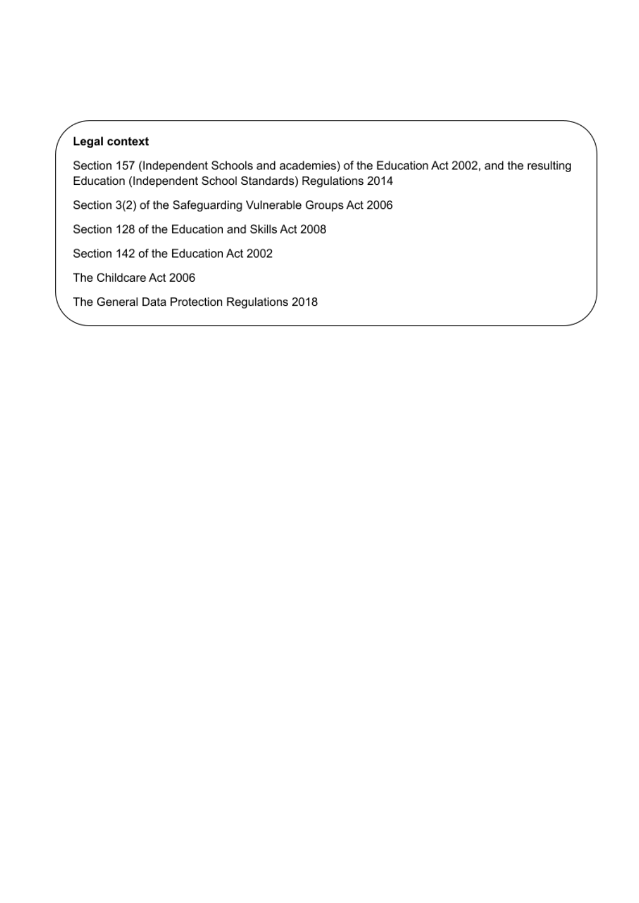**Legal context**

Section 157 (Independent Schools and academies) of the Education Act 2002, and the resulting Education (Independent School Standards) Regulations 2014

Section 3(2) of the Safeguarding Vulnerable Groups Act 2006

Section 128 of the Education and Skills Act 2008

Section 142 of the Education Act 2002

The Childcare Act 2006

The General Data Protection Regulations 2018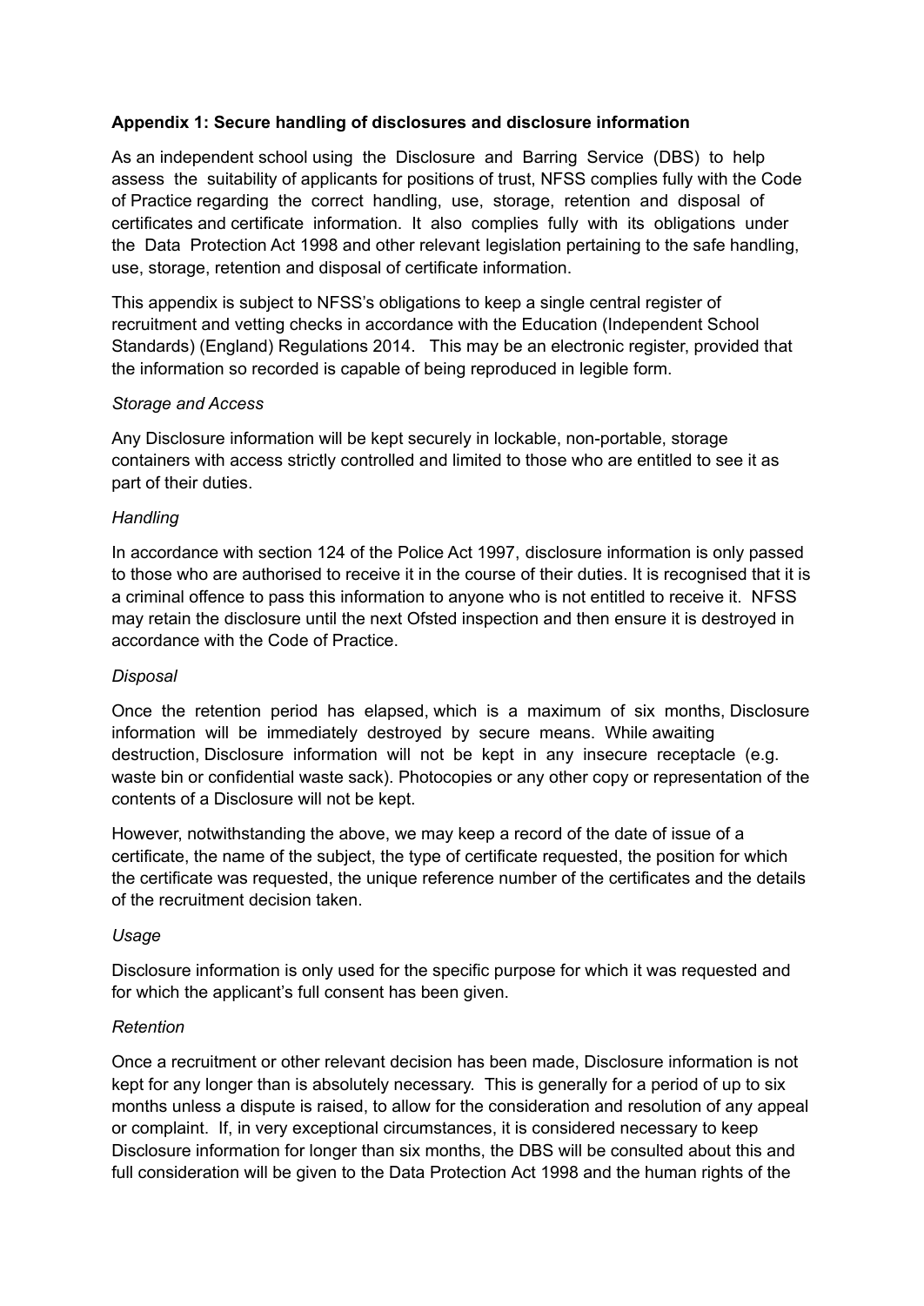**Appendix 1: Secure handling of disclosures and disclosure information**

As an independent school using the Disclosure and Barring Service (DBS) to help assess the suitability of applicants for positions of trust, NFSS complies fully with the Code of Practice regarding the correct handling, use, storage, retention and disposal of certificates and certificate information. It also complies fully with its obligations under the Data Protection Act 1998 and other relevant legislation pertaining to the safe handling, use, storage, retention and disposal of certificate information.

This appendix is subject to NFSS's obligations to keep a single central register of recruitment and vetting checks in accordance with the Education (Independent School Standards) (England) Regulations 2014. This may be an electronic register, provided that the information so recorded is capable of being reproduced in legible form.

*Storage and Access*

Any Disclosure information will be kept securely in lockable, non-portable, storage containers with access strictly controlled and limited to those who are entitled to see it as part of their duties.

*Handling*

In accordance with section 124 of the Police Act 1997, disclosure information is only passed to those who are authorised to receive it in the course of their duties. It is recognised that it is a criminal offence to pass this information to anyone who is not entitled to receive it. NFSS may retain the disclosure until the next Ofsted inspection and then ensure it is destroyed in accordance with the Code of Practice.

*Disposal*

Once the retention period has elapsed, which is a maximum of six months, Disclosure information will be immediately destroyed by secure means. While awaiting destruction, Disclosure information will not be kept in any insecure receptacle (e.g. waste bin or confidential waste sack). Photocopies or any other copy or representation of the contents of a Disclosure will not be kept.

However, notwithstanding the above, we may keep a record of the date of issue of a certificate, the name of the subject, the type of certificate requested, the position for which the certificate was requested, the unique reference number of the certificates and the details of the recruitment decision taken.

*Usage*

Disclosure information is only used for the specific purpose for which it was requested and for which the applicant's full consent has been given.

*Retention*

Once a recruitment or other relevant decision has been made, Disclosure information is not kept for any longer than is absolutely necessary. This is generally for a period of up to six months unless a dispute is raised, to allow for the consideration and resolution of any appeal or complaint. If, in very exceptional circumstances, it is considered necessary to keep Disclosure information for longer than six months, the DBS will be consulted about this and full consideration will be given to the Data Protection Act 1998 and the human rights of the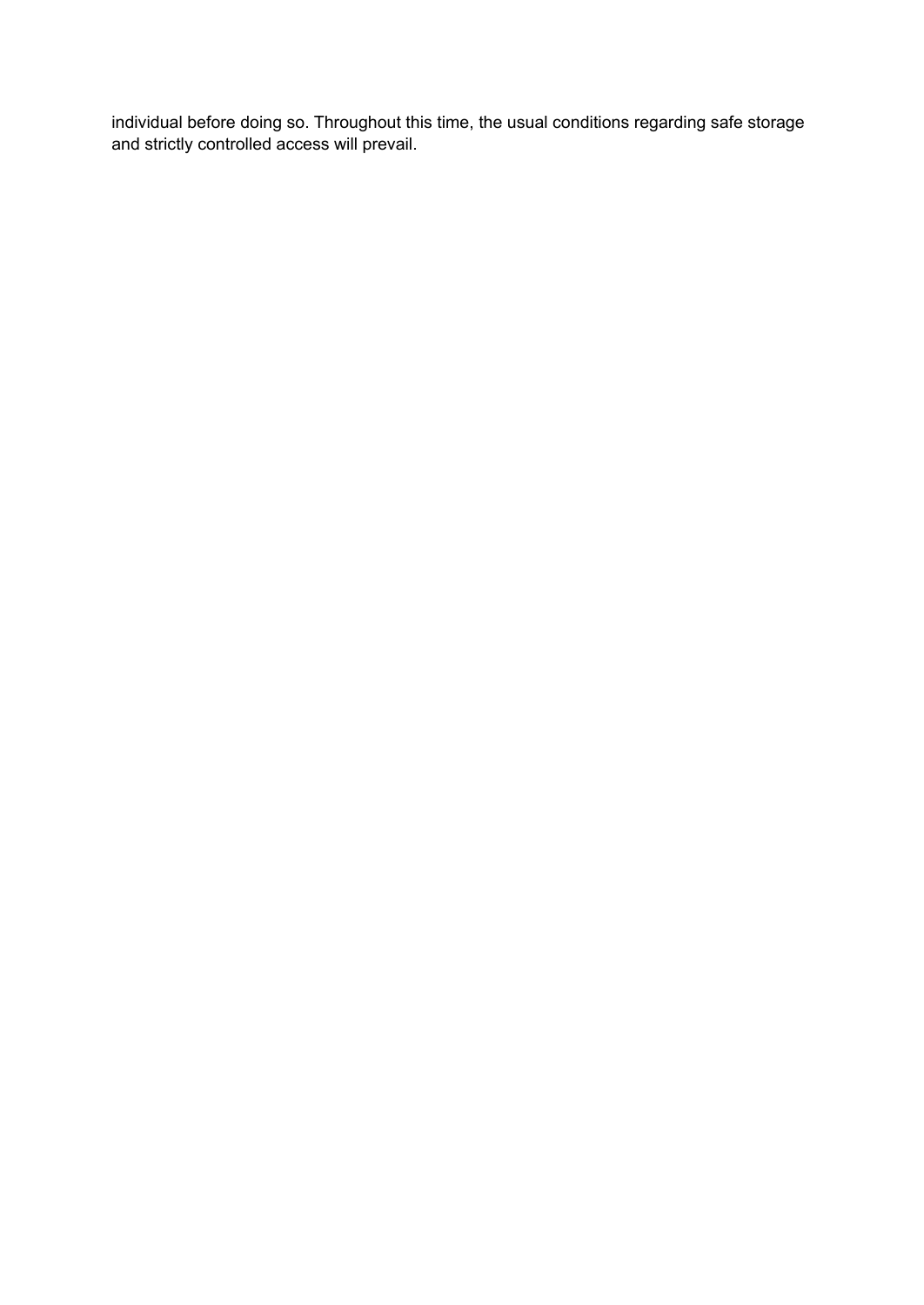individual before doing so. Throughout this time, the usual conditions regarding safe storage and strictly controlled access will prevail.